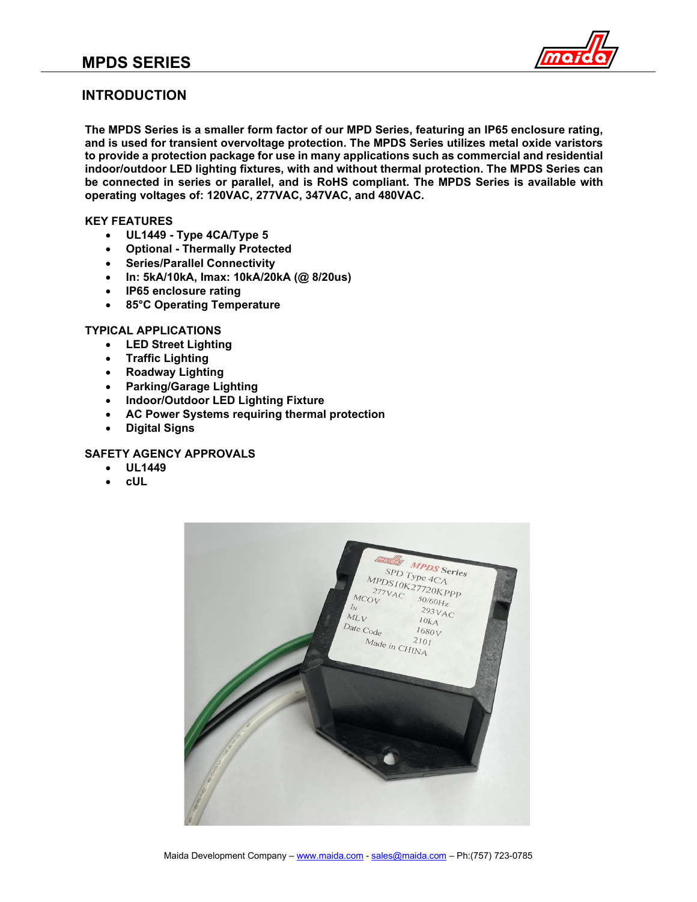# MPDS SERIES

## INTRODUCTION

**The MPDS Series is a smaller form factor of our MPD Series, featuring an IP65 enclosure rating, and is used for transient overvoltage protection. The MPDS Series utilizes metal oxide varistors to provide a protection package for use in many applications such as commercial and residential indoor/outdoor LED lighting fixtures, with and without thermal protection. The MPDS Series can be connected in series or parallel, and is RoHS compliant. The MPDS Series is available with operating voltages of: 120VAC, 277VAC, 347VAC, and 480VAC.**

**KEY FEATURES**

- **UL1449 - Type 4CA/Type 5**
- **Optional - Thermally Protected**
- **Series/Parallel Connectivity**
- **In: 5kA/10kA, Imax: 10kA/20kA (@ 8/20us)**
- **IP65 enclosure rating**
- **85°C Operating Temperature**

**TYPICAL APPLICATIONS**

- **LED Street Lighting**
- **Traffic Lighting**
- **Roadway Lighting**
- **Parking/Garage Lighting**
- **Indoor/Outdoor LED Lighting Fixture**
- **AC Power Systems requiring thermal protection**
- **Digital Signs**

**SAFETY AGENCY APPROVALS**

- **UL1449**
- **cUL**

Maida Development Company – www.maida.com - sales@maida.com – Ph:(757) 723-0785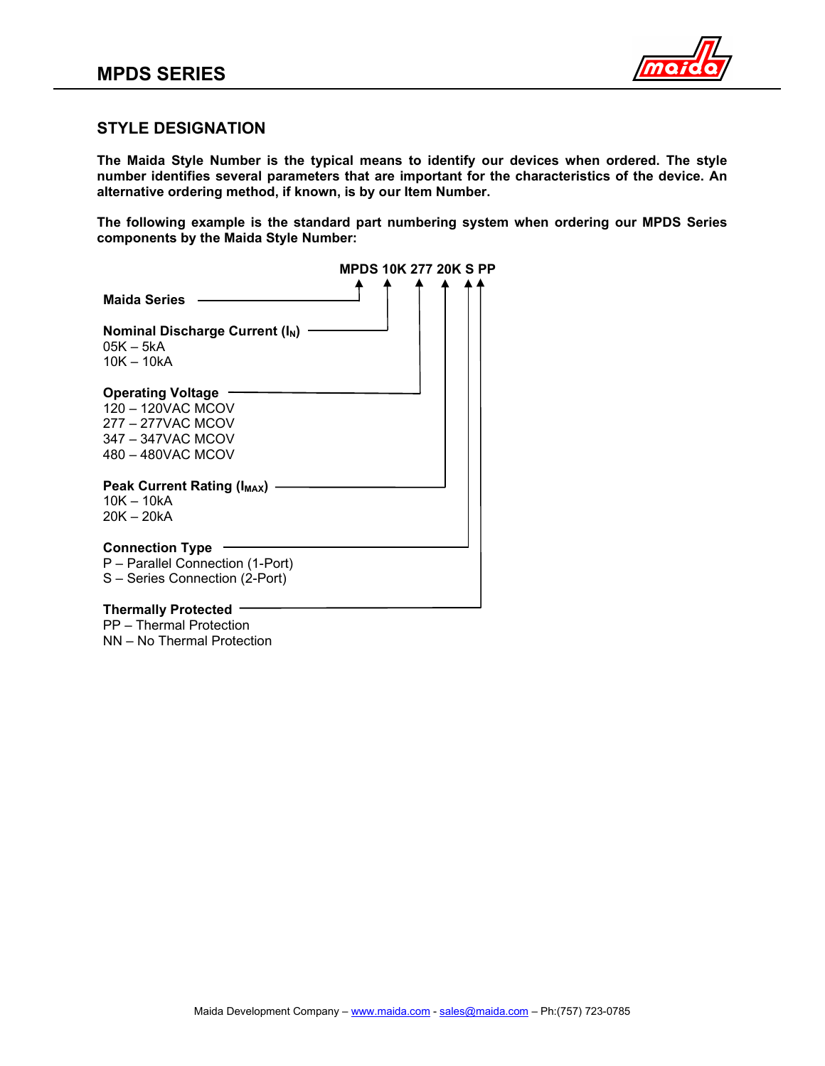## STYLE DESIGNATION

**The Maida Style Number is the typical means to identify our devices when ordered. The style number identifies several parameters that are important for the characteristics of the device. An alternative ordering method, if known, is by our Item Number.**

**The following example is the standard part numbering system when ordering our MPDS Series components by the Maida Style Number:**

**MPDS 10K 277 20K S PP**

**Maida Series** → MPDS

**Nominal Discharge Current ($I_N$)** → 10K
- 05K – 5kA
- 10K – 10kA

**Operating Voltage** → 277
- 120 – 120VAC MCOV
- 277 – 277VAC MCOV
- 347 – 347VAC MCOV
- 480 – 480VAC MCOV

**Peak Current Rating ($I_{MAX}$)** → 20K
- 10K – 10kA
- 20K – 20kA

**Connection Type** → S
- P – Parallel Connection (1-Port)
- S – Series Connection (2-Port)

**Thermally Protected** → PP
- PP – Thermal Protection
- NN – No Thermal Protection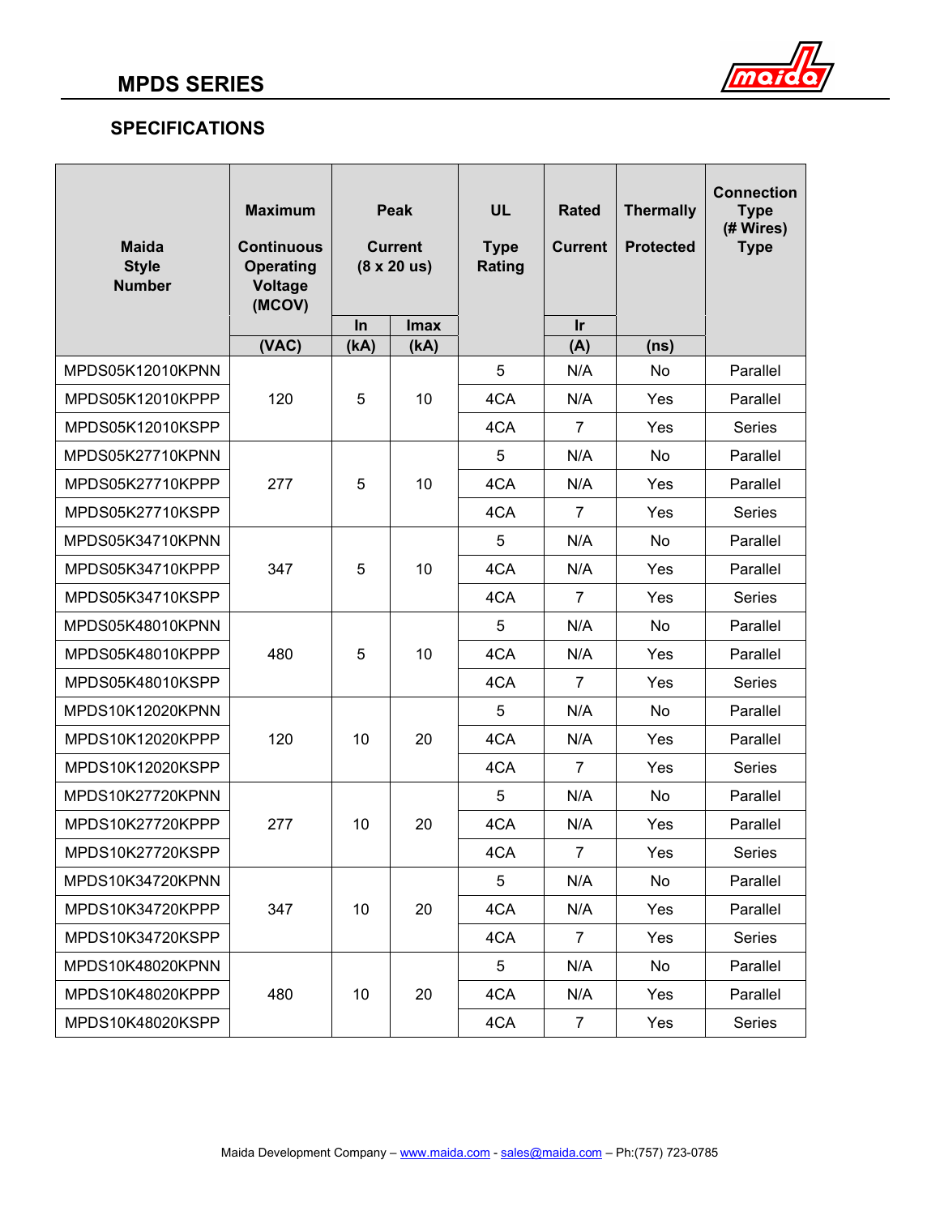## MPDS SERIES

### SPECIFICATIONS

| Maida Style Number | Maximum Continuous Operating Voltage (MCOV) | Peak Current (8 x 20 us) | | UL Type Rating | Rated Current | Thermally Protected | Connection Type (# Wires) Type |
|---|---|---|---|---|---|---|---|
| | | In | Imax | | Ir | | |
| | (VAC) | (kA) | (kA) | | (A) | (ns) | |
| MPDS05K12010KPNN | 120 | 5 | 10 | 5 | N/A | No | Parallel |
| MPDS05K12010KPPP | | | | 4CA | N/A | Yes | Parallel |
| MPDS05K12010KSPP | | | | 4CA | 7 | Yes | Series |
| MPDS05K27710KPNN | 277 | 5 | 10 | 5 | N/A | No | Parallel |
| MPDS05K27710KPPP | | | | 4CA | N/A | Yes | Parallel |
| MPDS05K27710KSPP | | | | 4CA | 7 | Yes | Series |
| MPDS05K34710KPNN | 347 | 5 | 10 | 5 | N/A | No | Parallel |
| MPDS05K34710KPPP | | | | 4CA | N/A | Yes | Parallel |
| MPDS05K34710KSPP | | | | 4CA | 7 | Yes | Series |
| MPDS05K48010KPNN | 480 | 5 | 10 | 5 | N/A | No | Parallel |
| MPDS05K48010KPPP | | | | 4CA | N/A | Yes | Parallel |
| MPDS05K48010KSPP | | | | 4CA | 7 | Yes | Series |
| MPDS10K12020KPNN | 120 | 10 | 20 | 5 | N/A | No | Parallel |
| MPDS10K12020KPPP | | | | 4CA | N/A | Yes | Parallel |
| MPDS10K12020KSPP | | | | 4CA | 7 | Yes | Series |
| MPDS10K27720KPNN | 277 | 10 | 20 | 5 | N/A | No | Parallel |
| MPDS10K27720KPPP | | | | 4CA | N/A | Yes | Parallel |
| MPDS10K27720KSPP | | | | 4CA | 7 | Yes | Series |
| MPDS10K34720KPNN | 347 | 10 | 20 | 5 | N/A | No | Parallel |
| MPDS10K34720KPPP | | | | 4CA | N/A | Yes | Parallel |
| MPDS10K34720KSPP | | | | 4CA | 7 | Yes | Series |
| MPDS10K48020KPNN | 480 | 10 | 20 | 5 | N/A | No | Parallel |
| MPDS10K48020KPPP | | | | 4CA | N/A | Yes | Parallel |
| MPDS10K48020KSPP | | | | 4CA | 7 | Yes | Series |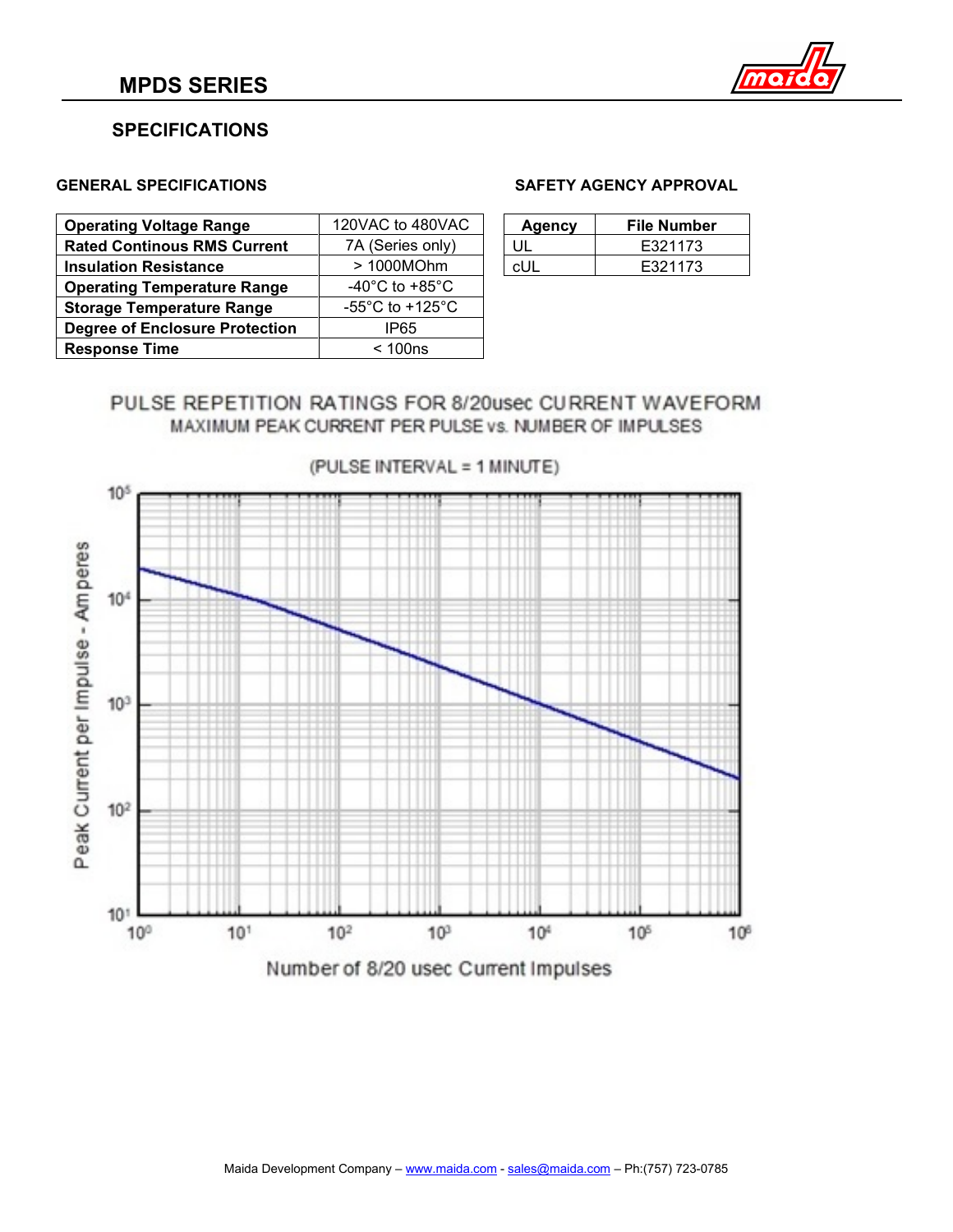## SPECIFICATIONS

### GENERAL SPECIFICATIONS

| Operating Voltage Range | 120VAC to 480VAC |
|---|---|
| **Rated Continous RMS Current** | 7A (Series only) |
| **Insulation Resistance** | > 1000MOhm |
| **Operating Temperature Range** | -40°C to +85°C |
| **Storage Temperature Range** | -55°C to +125°C |
| **Degree of Enclosure Protection** | IP65 |
| **Response Time** | < 100ns |

### SAFETY AGENCY APPROVAL

| Agency | File Number |
|---|---|
| UL | E321173 |
| cUL | E321173 |

PULSE REPETITION RATINGS FOR 8/20usec CURRENT WAVEFORM

MAXIMUM PEAK CURRENT PER PULSE vs. NUMBER OF IMPULSES

(PULSE INTERVAL = 1 MINUTE)

Peak Current per Impulse - Amperes

Number of 8/20 usec Current Impulses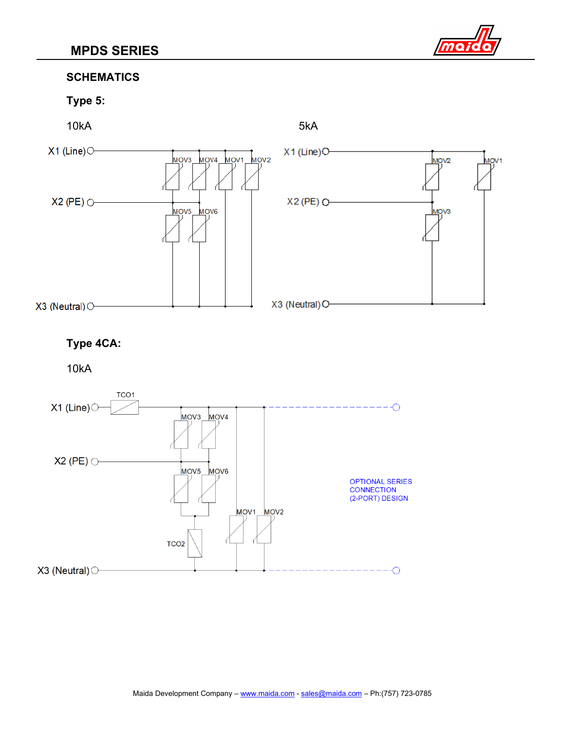## SCHEMATICS

### Type 5:

10kA

X1 (Line)

MOV3 MOV4 MOV1 MOV2

X2 (PE)

MOV5 MOV6

X3 (Neutral)

5kA

X1 (Line)

MOV2 MOV1

X2 (PE)

MOV3

X3 (Neutral)

### Type 4CA:

10kA

TCO1

X1 (Line)

MOV3 MOV4

X2 (PE)

MOV5 MOV6

OPTIONAL SERIES CONNECTION (2-PORT) DESIGN

MOV1 MOV2

TCO2

X3 (Neutral)

Maida Development Company – www.maida.com - sales@maida.com – Ph:(757) 723-0785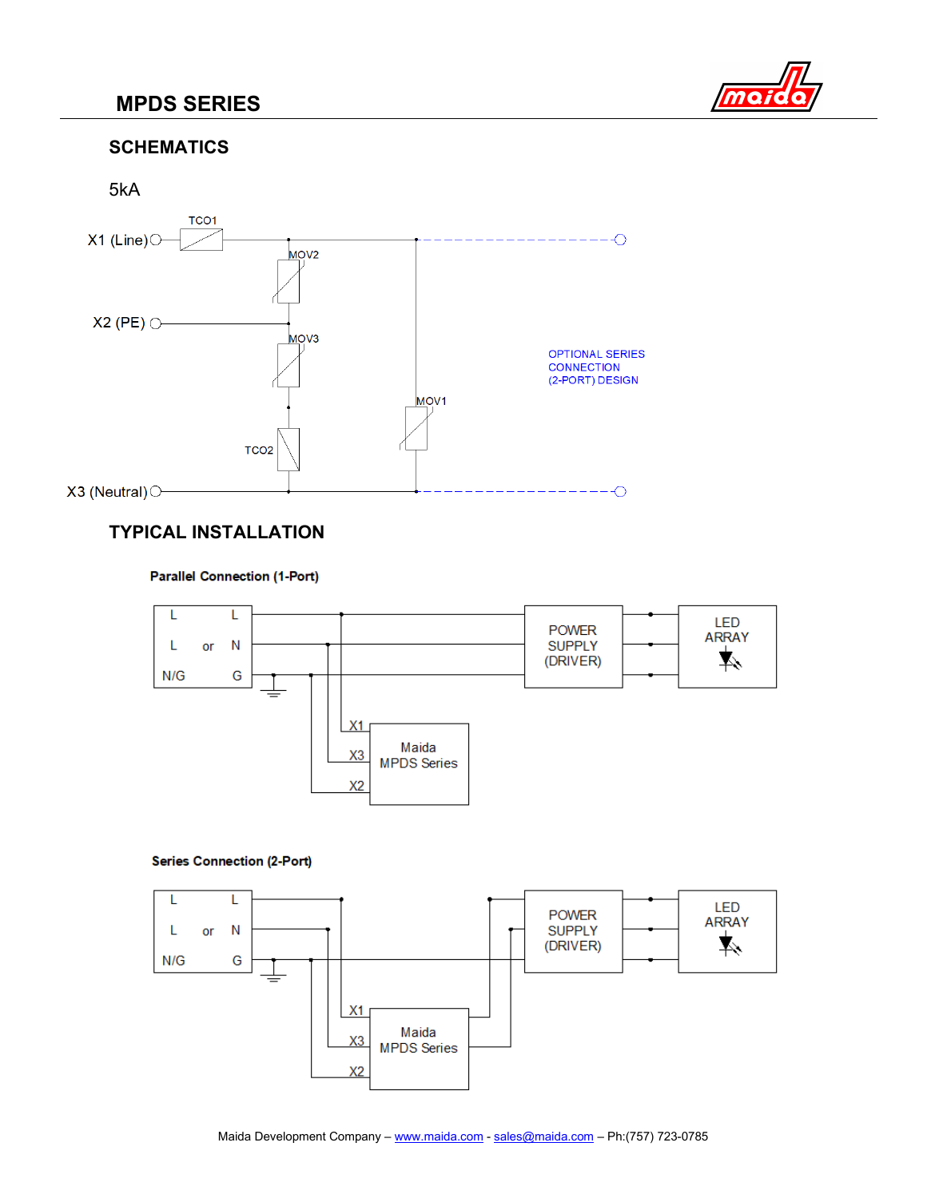## MPDS SERIES

### SCHEMATICS

5kA

TCO1

X1 (Line)

MOV2

X2 (PE)

MOV3

OPTIONAL SERIES CONNECTION (2-PORT) DESIGN

MOV1

TCO2

X3 (Neutral)

### TYPICAL INSTALLATION

**Parallel Connection (1-Port)**

L L

L or N

N/G G

POWER SUPPLY (DRIVER)

LED ARRAY

X1

X3

X2

Maida MPDS Series

**Series Connection (2-Port)**

L L

L or N

N/G G

POWER SUPPLY (DRIVER)

LED ARRAY

X1

X3

X2

Maida MPDS Series

Maida Development Company – www.maida.com - sales@maida.com – Ph:(757) 723-0785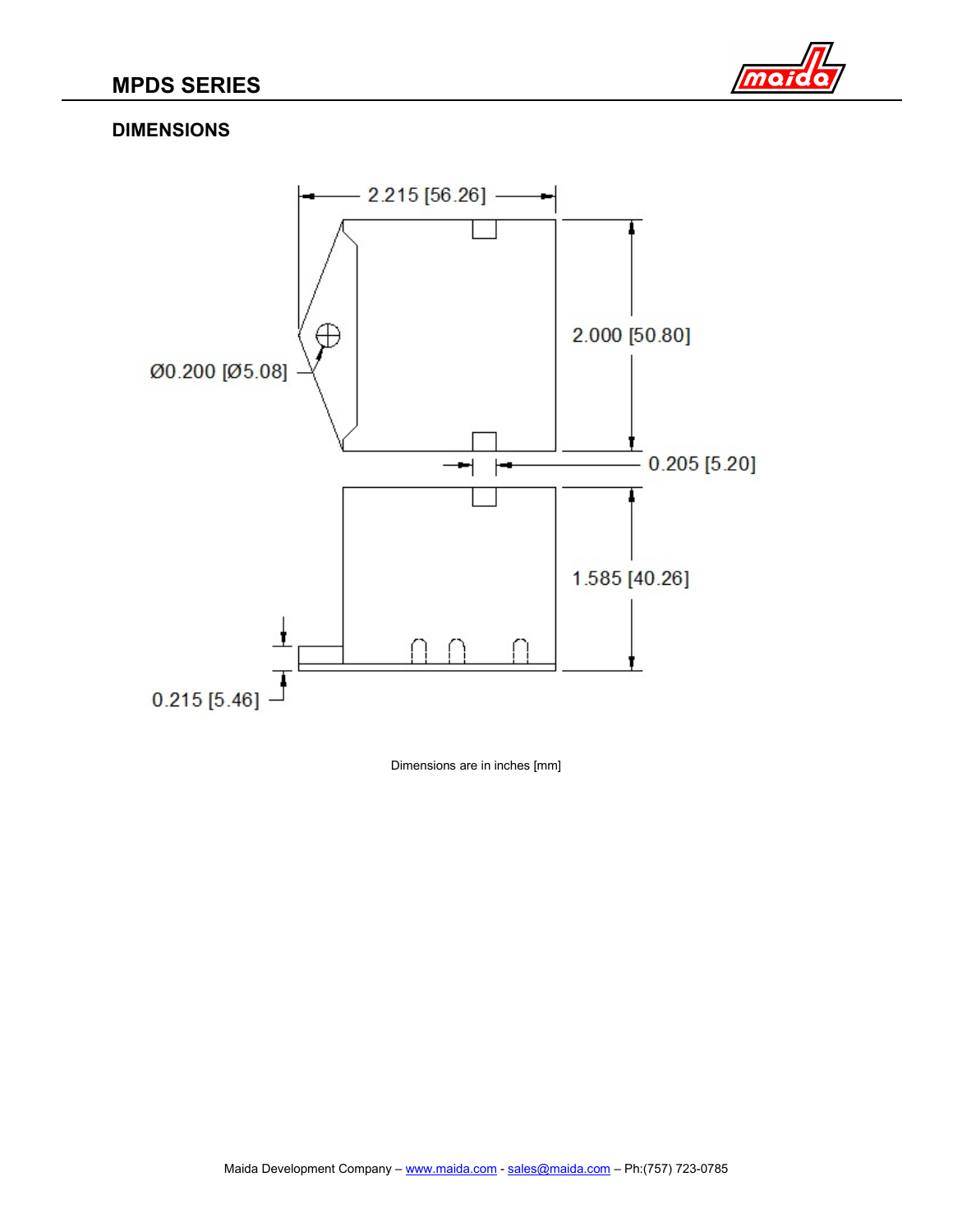## DIMENSIONS

2.215 [56.26]

2.000 [50.80]

Ø0.200 [Ø5.08]

0.205 [5.20]

1.585 [40.26]

0.215 [5.46]

Dimensions are in inches [mm]